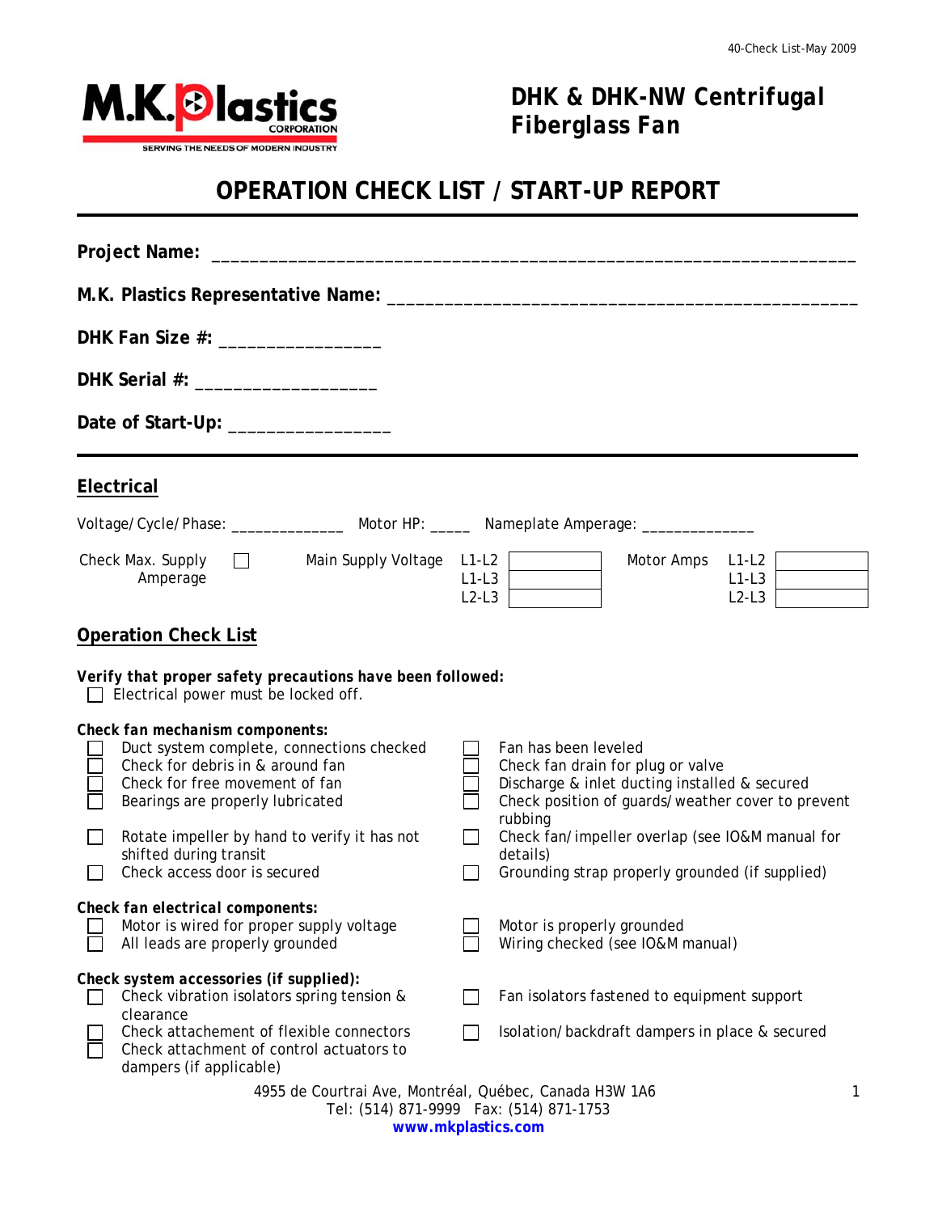# DHK & DHK-NW Centrifugal Fiberglass Fan

## OPERATION CHECK LIST / START-UP REPORT

**Project Name:** ___________________________________________________________________

**M.K. Plastics Representative Name:** ________________________________________________

**DHK Fan Size #:** ________________

**DHK Serial #:** __________________

**Date of Start-Up:** ________________

---

## Electrical

Voltage/Cycle/Phase: ______________ Motor HP: _____ Nameplate Amperage: _____________

☐ Check Max. Supply Amperage

| Main Supply Voltage | | Motor Amps | |
|---|---|---|---|
| L1-L2 | | L1-L2 | |
| L1-L3 | | L1-L3 | |
| L2-L3 | | L2-L3 | |

## Operation Check List

***Verify that proper safety precautions have been followed:***

- ☐ Electrical power must be locked off.

***Check fan mechanism components:***

- ☐ Duct system complete, connections checked
- ☐ Check for debris in & around fan
- ☐ Check for free movement of fan
- ☐ Bearings are properly lubricated
- ☐ Rotate impeller by hand to verify it has not shifted during transit
- ☐ Check access door is secured
- ☐ Fan has been leveled
- ☐ Check fan drain for plug or valve
- ☐ Discharge & inlet ducting installed & secured
- ☐ Check position of guards/weather cover to prevent rubbing
- ☐ Check fan/impeller overlap (see IO&M manual for details)
- ☐ Grounding strap properly grounded (if supplied)

***Check fan electrical components:***

- ☐ Motor is wired for proper supply voltage
- ☐ All leads are properly grounded
- ☐ Motor is properly grounded
- ☐ Wiring checked (see IO&M manual)

***Check system accessories (if supplied):***

- ☐ Check vibration isolators spring tension & clearance
- ☐ Check attachement of flexible connectors
- ☐ Check attachment of control actuators to dampers (if applicable)
- ☐ Fan isolators fastened to equipment support
- ☐ Isolation/backdraft dampers in place & secured

4955 de Courtrai Ave, Montréal, Québec, Canada H3W 1A6
Tel: (514) 871-9999 Fax: (514) 871-1753
**www.mkplastics.com**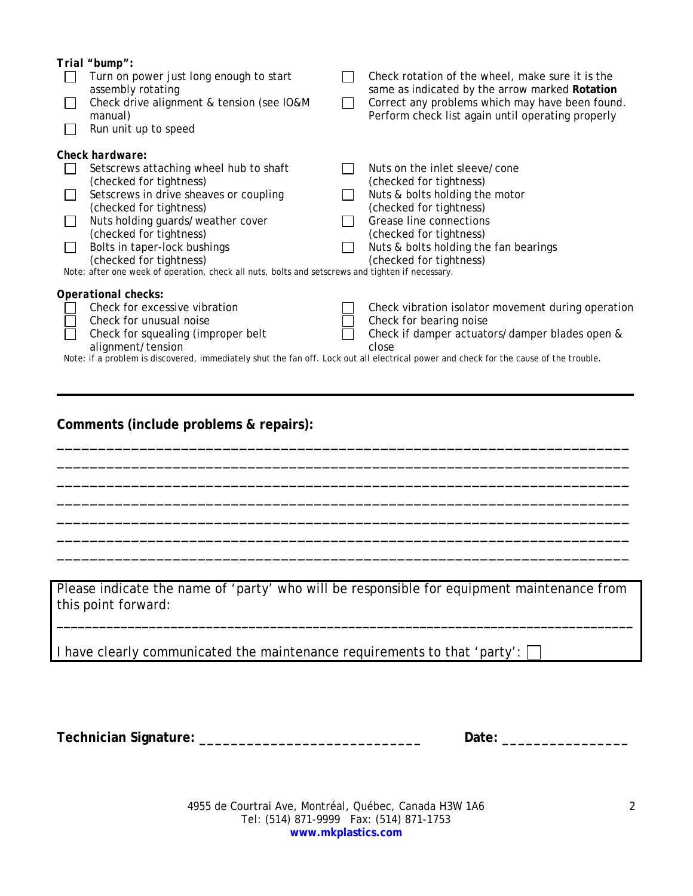***Trial "bump":***

- [ ] Turn on power just long enough to start assembly rotating
- [ ] Check drive alignment & tension (see IO&M manual)
- [ ] Run unit up to speed
- [ ] Check rotation of the wheel, make sure it is the same as indicated by the arrow marked **Rotation**
- [ ] Correct any problems which may have been found. Perform check list again until operating properly

***Check hardware:***

- [ ] Setscrews attaching wheel hub to shaft (checked for tightness)
- [ ] Setscrews in drive sheaves or coupling (checked for tightness)
- [ ] Nuts holding guards/weather cover (checked for tightness)
- [ ] Bolts in taper-lock bushings (checked for tightness)
- [ ] Nuts on the inlet sleeve/cone (checked for tightness)
- [ ] Nuts & bolts holding the motor (checked for tightness)
- [ ] Grease line connections (checked for tightness)
- [ ] Nuts & bolts holding the fan bearings (checked for tightness)

Note: after one week of operation, check all nuts, bolts and setscrews and tighten if necessary.

***Operational checks:***

- [ ] Check for excessive vibration
- [ ] Check for unusual noise
- [ ] Check for squealing (improper belt alignment/tension
- [ ] Check vibration isolator movement during operation
- [ ] Check for bearing noise
- [ ] Check if damper actuators/damper blades open & close

Note: if a problem is discovered, immediately shut the fan off. Lock out all electrical power and check for the cause of the trouble.

---

**Comments (include problems & repairs):**

\_\_\_\_\_\_\_\_\_\_\_\_\_\_\_\_\_\_\_\_\_\_\_\_\_\_\_\_\_\_\_\_\_\_\_\_\_\_\_\_\_\_\_\_\_\_\_\_\_\_\_\_\_\_\_\_\_\_\_\_\_\_\_\_\_\_\_\_\_\_\_\_
\_\_\_\_\_\_\_\_\_\_\_\_\_\_\_\_\_\_\_\_\_\_\_\_\_\_\_\_\_\_\_\_\_\_\_\_\_\_\_\_\_\_\_\_\_\_\_\_\_\_\_\_\_\_\_\_\_\_\_\_\_\_\_\_\_\_\_\_\_\_\_\_
\_\_\_\_\_\_\_\_\_\_\_\_\_\_\_\_\_\_\_\_\_\_\_\_\_\_\_\_\_\_\_\_\_\_\_\_\_\_\_\_\_\_\_\_\_\_\_\_\_\_\_\_\_\_\_\_\_\_\_\_\_\_\_\_\_\_\_\_\_\_\_\_
\_\_\_\_\_\_\_\_\_\_\_\_\_\_\_\_\_\_\_\_\_\_\_\_\_\_\_\_\_\_\_\_\_\_\_\_\_\_\_\_\_\_\_\_\_\_\_\_\_\_\_\_\_\_\_\_\_\_\_\_\_\_\_\_\_\_\_\_\_\_\_\_
\_\_\_\_\_\_\_\_\_\_\_\_\_\_\_\_\_\_\_\_\_\_\_\_\_\_\_\_\_\_\_\_\_\_\_\_\_\_\_\_\_\_\_\_\_\_\_\_\_\_\_\_\_\_\_\_\_\_\_\_\_\_\_\_\_\_\_\_\_\_\_\_
\_\_\_\_\_\_\_\_\_\_\_\_\_\_\_\_\_\_\_\_\_\_\_\_\_\_\_\_\_\_\_\_\_\_\_\_\_\_\_\_\_\_\_\_\_\_\_\_\_\_\_\_\_\_\_\_\_\_\_\_\_\_\_\_\_\_\_\_\_\_\_\_
\_\_\_\_\_\_\_\_\_\_\_\_\_\_\_\_\_\_\_\_\_\_\_\_\_\_\_\_\_\_\_\_\_\_\_\_\_\_\_\_\_\_\_\_\_\_\_\_\_\_\_\_\_\_\_\_\_\_\_\_\_\_\_\_\_\_\_\_\_\_\_\_

Please indicate the name of 'party' who will be responsible for equipment maintenance from this point forward:

\_\_\_\_\_\_\_\_\_\_\_\_\_\_\_\_\_\_\_\_\_\_\_\_\_\_\_\_\_\_\_\_\_\_\_\_\_\_\_\_\_\_\_\_\_\_\_\_\_\_\_\_\_\_\_\_\_\_\_\_\_\_\_\_\_\_\_\_\_\_\_\_

I have clearly communicated the maintenance requirements to that 'party': ☐

**Technician Signature:** \_\_\_\_\_\_\_\_\_\_\_\_\_\_\_\_\_\_\_\_\_\_\_\_\_\_\_\_ **Date:** \_\_\_\_\_\_\_\_\_\_\_\_\_\_\_\_

4955 de Courtrai Ave, Montréal, Québec, Canada H3W 1A6
Tel: (514) 871-9999 Fax: (514) 871-1753
**www.mkplastics.com**